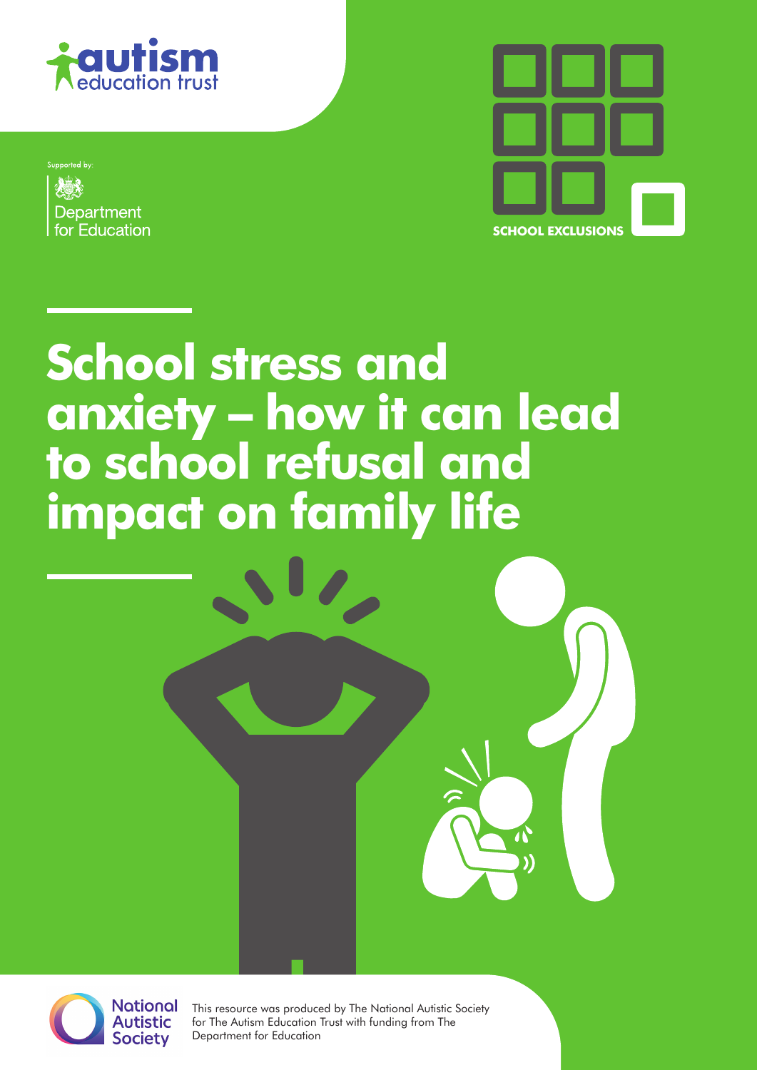autism education trust

Supported by:

Department for Education

SCHOOL EXCLUSIONS

# School stress and anxiety – how it can lead to school refusal and impact on family life

National Autistic Society

This resource was produced by The National Autistic Society for The Autism Education Trust with funding from The Department for Education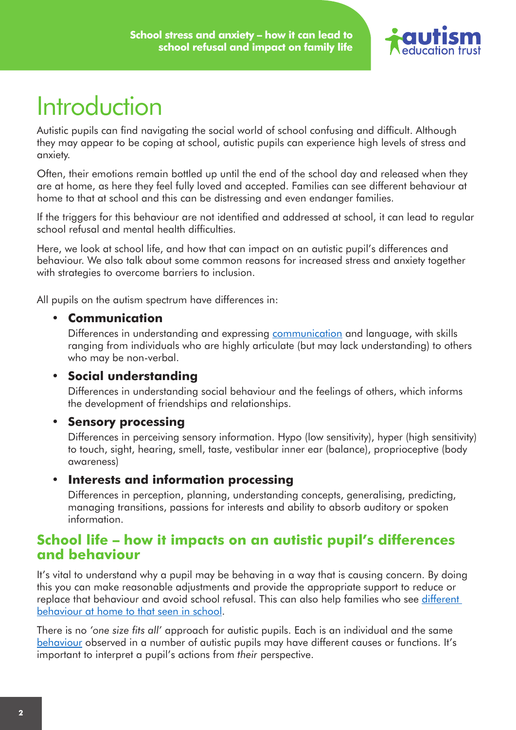# Introduction

Autistic pupils can find navigating the social world of school confusing and difficult. Although they may appear to be coping at school, autistic pupils can experience high levels of stress and anxiety.

Often, their emotions remain bottled up until the end of the school day and released when they are at home, as here they feel fully loved and accepted. Families can see different behaviour at home to that at school and this can be distressing and even endanger families.

If the triggers for this behaviour are not identified and addressed at school, it can lead to regular school refusal and mental health difficulties.

Here, we look at school life, and how that can impact on an autistic pupil's differences and behaviour. We also talk about some common reasons for increased stress and anxiety together with strategies to overcome barriers to inclusion.

All pupils on the autism spectrum have differences in:

- **Communication**
  Differences in understanding and expressing communication and language, with skills ranging from individuals who are highly articulate (but may lack understanding) to others who may be non-verbal.
- **Social understanding**
  Differences in understanding social behaviour and the feelings of others, which informs the development of friendships and relationships.
- **Sensory processing**
  Differences in perceiving sensory information. Hypo (low sensitivity), hyper (high sensitivity) to touch, sight, hearing, smell, taste, vestibular inner ear (balance), proprioceptive (body awareness)
- **Interests and information processing**
  Differences in perception, planning, understanding concepts, generalising, predicting, managing transitions, passions for interests and ability to absorb auditory or spoken information.

## School life – how it impacts on an autistic pupil's differences and behaviour

It's vital to understand why a pupil may be behaving in a way that is causing concern. By doing this you can make reasonable adjustments and provide the appropriate support to reduce or replace that behaviour and avoid school refusal. This can also help families who see different behaviour at home to that seen in school.

There is no *'one size fits all'* approach for autistic pupils. Each is an individual and the same behaviour observed in a number of autistic pupils may have different causes or functions. It's important to interpret a pupil's actions from *their* perspective.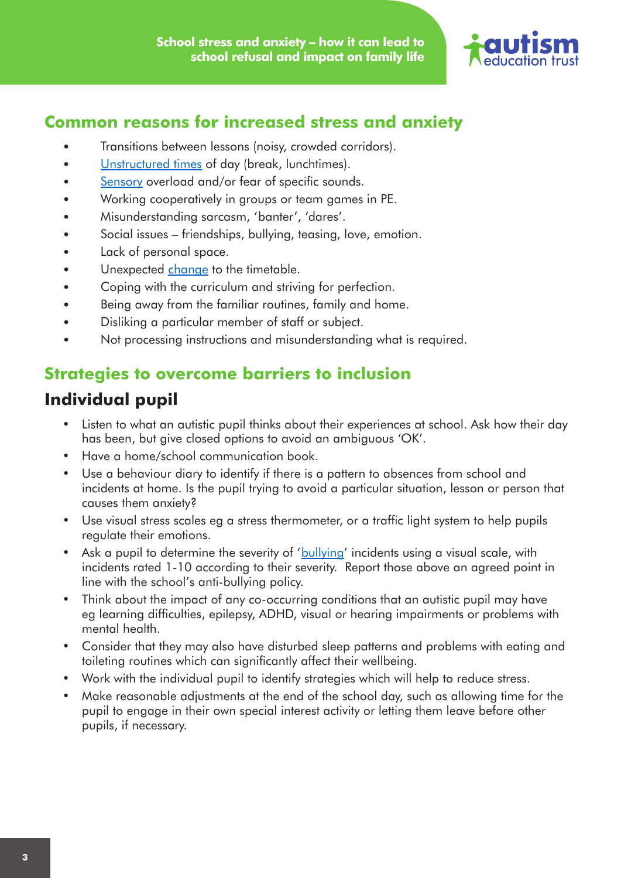## Common reasons for increased stress and anxiety

- Transitions between lessons (noisy, crowded corridors).
- Unstructured times of day (break, lunchtimes).
- Sensory overload and/or fear of specific sounds.
- Working cooperatively in groups or team games in PE.
- Misunderstanding sarcasm, 'banter', 'dares'.
- Social issues – friendships, bullying, teasing, love, emotion.
- Lack of personal space.
- Unexpected change to the timetable.
- Coping with the curriculum and striving for perfection.
- Being away from the familiar routines, family and home.
- Disliking a particular member of staff or subject.
- Not processing instructions and misunderstanding what is required.

## Strategies to overcome barriers to inclusion

### Individual pupil

- Listen to what an autistic pupil thinks about their experiences at school. Ask how their day has been, but give closed options to avoid an ambiguous 'OK'.
- Have a home/school communication book.
- Use a behaviour diary to identify if there is a pattern to absences from school and incidents at home. Is the pupil trying to avoid a particular situation, lesson or person that causes them anxiety?
- Use visual stress scales eg a stress thermometer, or a traffic light system to help pupils regulate their emotions.
- Ask a pupil to determine the severity of 'bullying' incidents using a visual scale, with incidents rated 1-10 according to their severity. Report those above an agreed point in line with the school's anti-bullying policy.
- Think about the impact of any co-occurring conditions that an autistic pupil may have eg learning difficulties, epilepsy, ADHD, visual or hearing impairments or problems with mental health.
- Consider that they may also have disturbed sleep patterns and problems with eating and toileting routines which can significantly affect their wellbeing.
- Work with the individual pupil to identify strategies which will help to reduce stress.
- Make reasonable adjustments at the end of the school day, such as allowing time for the pupil to engage in their own special interest activity or letting them leave before other pupils, if necessary.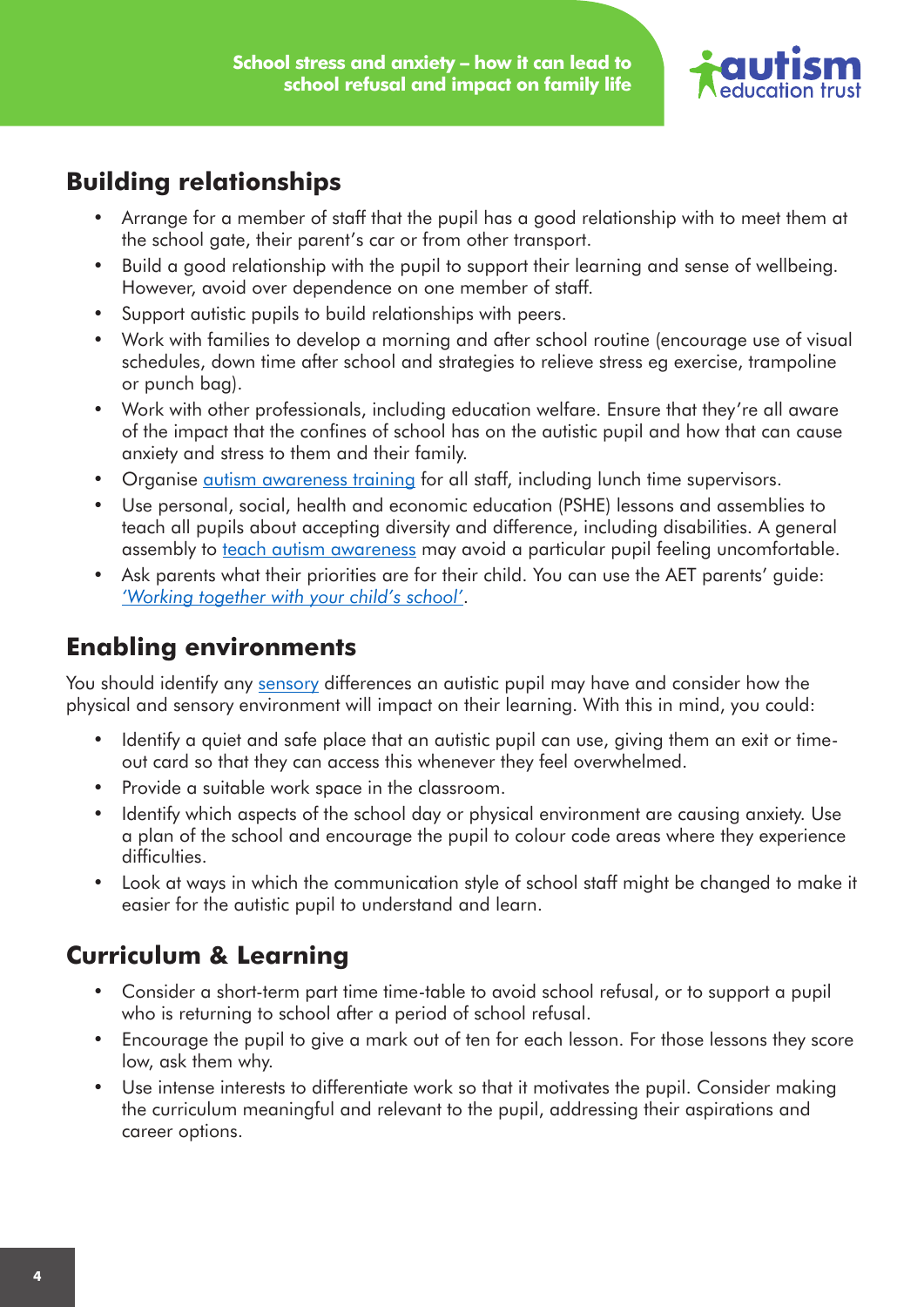## Building relationships

- Arrange for a member of staff that the pupil has a good relationship with to meet them at the school gate, their parent's car or from other transport.
- Build a good relationship with the pupil to support their learning and sense of wellbeing. However, avoid over dependence on one member of staff.
- Support autistic pupils to build relationships with peers.
- Work with families to develop a morning and after school routine (encourage use of visual schedules, down time after school and strategies to relieve stress eg exercise, trampoline or punch bag).
- Work with other professionals, including education welfare. Ensure that they're all aware of the impact that the confines of school has on the autistic pupil and how that can cause anxiety and stress to them and their family.
- Organise autism awareness training for all staff, including lunch time supervisors.
- Use personal, social, health and economic education (PSHE) lessons and assemblies to teach all pupils about accepting diversity and difference, including disabilities. A general assembly to teach autism awareness may avoid a particular pupil feeling uncomfortable.
- Ask parents what their priorities are for their child. You can use the AET parents' guide: *'Working together with your child's school'*.

## Enabling environments

You should identify any sensory differences an autistic pupil may have and consider how the physical and sensory environment will impact on their learning. With this in mind, you could:

- Identify a quiet and safe place that an autistic pupil can use, giving them an exit or time-out card so that they can access this whenever they feel overwhelmed.
- Provide a suitable work space in the classroom.
- Identify which aspects of the school day or physical environment are causing anxiety. Use a plan of the school and encourage the pupil to colour code areas where they experience difficulties.
- Look at ways in which the communication style of school staff might be changed to make it easier for the autistic pupil to understand and learn.

## Curriculum & Learning

- Consider a short-term part time time-table to avoid school refusal, or to support a pupil who is returning to school after a period of school refusal.
- Encourage the pupil to give a mark out of ten for each lesson. For those lessons they score low, ask them why.
- Use intense interests to differentiate work so that it motivates the pupil. Consider making the curriculum meaningful and relevant to the pupil, addressing their aspirations and career options.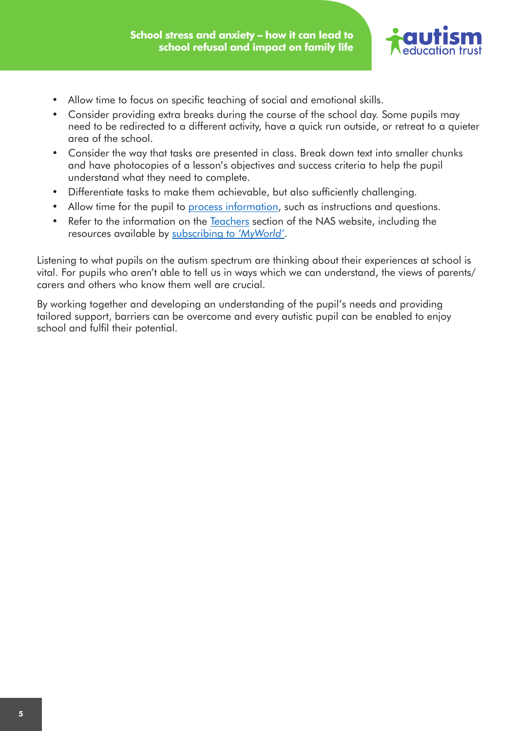- Allow time to focus on specific teaching of social and emotional skills.
- Consider providing extra breaks during the course of the school day. Some pupils may need to be redirected to a different activity, have a quick run outside, or retreat to a quieter area of the school.
- Consider the way that tasks are presented in class. Break down text into smaller chunks and have photocopies of a lesson's objectives and success criteria to help the pupil understand what they need to complete.
- Differentiate tasks to make them achievable, but also sufficiently challenging.
- Allow time for the pupil to process information, such as instructions and questions.
- Refer to the information on the Teachers section of the NAS website, including the resources available by subscribing to *'MyWorld'*.

Listening to what pupils on the autism spectrum are thinking about their experiences at school is vital. For pupils who aren't able to tell us in ways which we can understand, the views of parents/carers and others who know them well are crucial.

By working together and developing an understanding of the pupil's needs and providing tailored support, barriers can be overcome and every autistic pupil can be enabled to enjoy school and fulfil their potential.